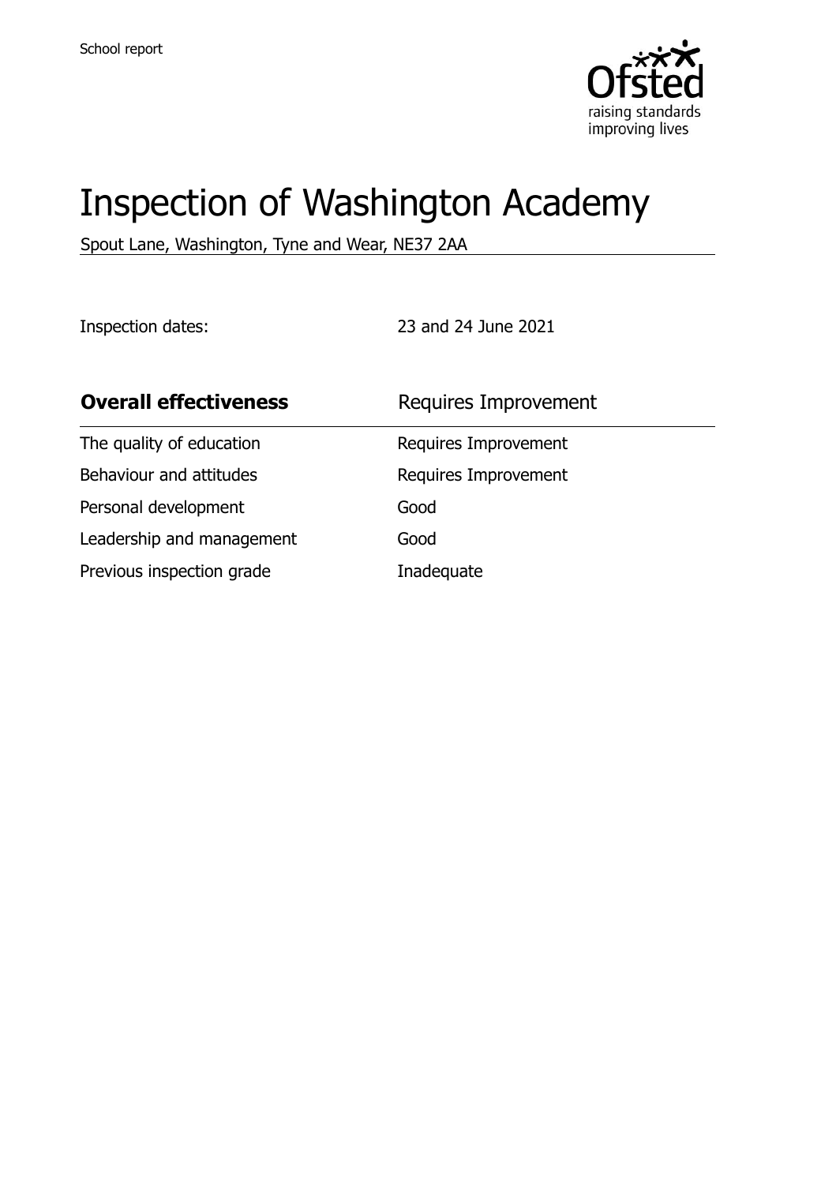School report

# Inspection of Washington Academy

Spout Lane, Washington, Tyne and Wear, NE37 2AA

Inspection dates: 23 and 24 June 2021

| **Overall effectiveness** | Requires Improvement |
| --- | --- |
| The quality of education | Requires Improvement |
| Behaviour and attitudes | Requires Improvement |
| Personal development | Good |
| Leadership and management | Good |
| Previous inspection grade | Inadequate |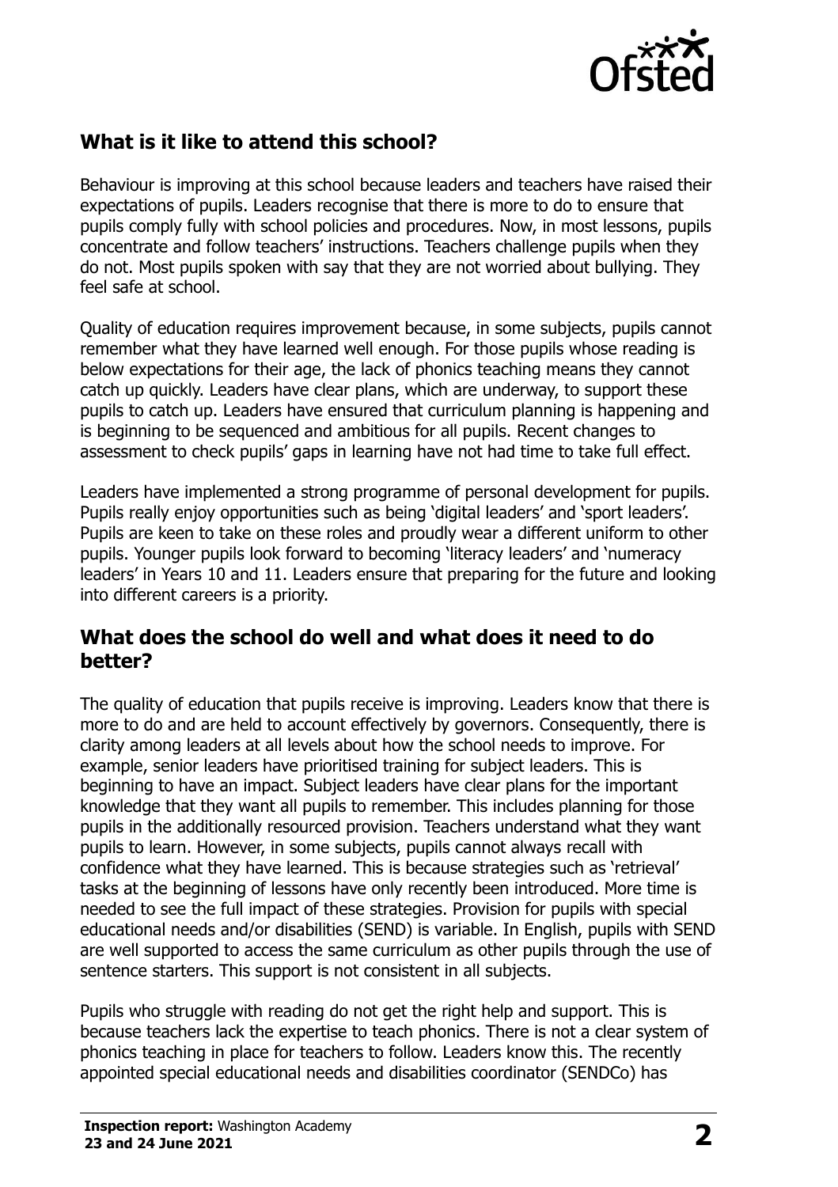## What is it like to attend this school?

Behaviour is improving at this school because leaders and teachers have raised their expectations of pupils. Leaders recognise that there is more to do to ensure that pupils comply fully with school policies and procedures. Now, in most lessons, pupils concentrate and follow teachers' instructions. Teachers challenge pupils when they do not. Most pupils spoken with say that they are not worried about bullying. They feel safe at school.

Quality of education requires improvement because, in some subjects, pupils cannot remember what they have learned well enough. For those pupils whose reading is below expectations for their age, the lack of phonics teaching means they cannot catch up quickly. Leaders have clear plans, which are underway, to support these pupils to catch up. Leaders have ensured that curriculum planning is happening and is beginning to be sequenced and ambitious for all pupils. Recent changes to assessment to check pupils' gaps in learning have not had time to take full effect.

Leaders have implemented a strong programme of personal development for pupils. Pupils really enjoy opportunities such as being 'digital leaders' and 'sport leaders'. Pupils are keen to take on these roles and proudly wear a different uniform to other pupils. Younger pupils look forward to becoming 'literacy leaders' and 'numeracy leaders' in Years 10 and 11. Leaders ensure that preparing for the future and looking into different careers is a priority.

## What does the school do well and what does it need to do better?

The quality of education that pupils receive is improving. Leaders know that there is more to do and are held to account effectively by governors. Consequently, there is clarity among leaders at all levels about how the school needs to improve. For example, senior leaders have prioritised training for subject leaders. This is beginning to have an impact. Subject leaders have clear plans for the important knowledge that they want all pupils to remember. This includes planning for those pupils in the additionally resourced provision. Teachers understand what they want pupils to learn. However, in some subjects, pupils cannot always recall with confidence what they have learned. This is because strategies such as 'retrieval' tasks at the beginning of lessons have only recently been introduced. More time is needed to see the full impact of these strategies. Provision for pupils with special educational needs and/or disabilities (SEND) is variable. In English, pupils with SEND are well supported to access the same curriculum as other pupils through the use of sentence starters. This support is not consistent in all subjects.

Pupils who struggle with reading do not get the right help and support. This is because teachers lack the expertise to teach phonics. There is not a clear system of phonics teaching in place for teachers to follow. Leaders know this. The recently appointed special educational needs and disabilities coordinator (SENDCo) has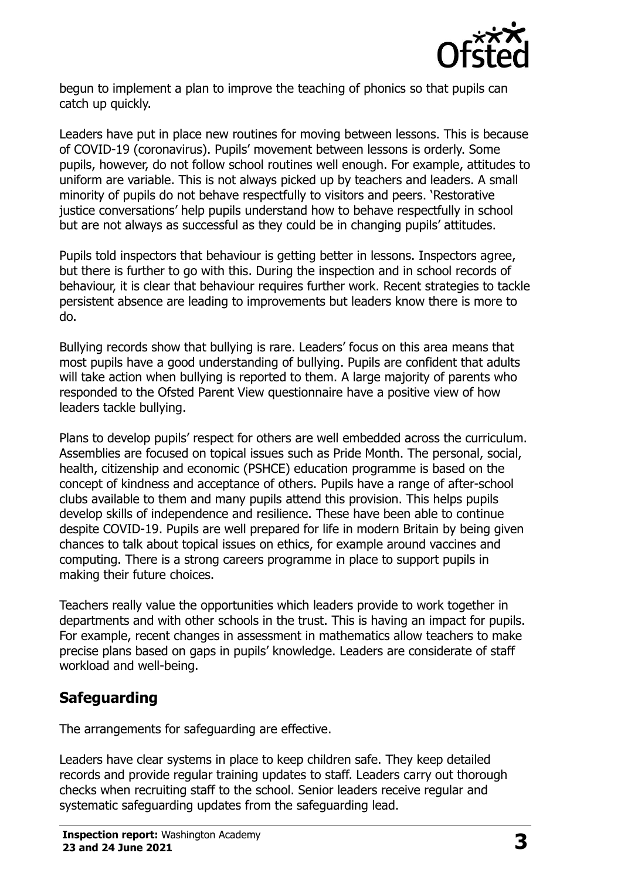begun to implement a plan to improve the teaching of phonics so that pupils can catch up quickly.

Leaders have put in place new routines for moving between lessons. This is because of COVID-19 (coronavirus). Pupils' movement between lessons is orderly. Some pupils, however, do not follow school routines well enough. For example, attitudes to uniform are variable. This is not always picked up by teachers and leaders. A small minority of pupils do not behave respectfully to visitors and peers. 'Restorative justice conversations' help pupils understand how to behave respectfully in school but are not always as successful as they could be in changing pupils' attitudes.

Pupils told inspectors that behaviour is getting better in lessons. Inspectors agree, but there is further to go with this. During the inspection and in school records of behaviour, it is clear that behaviour requires further work. Recent strategies to tackle persistent absence are leading to improvements but leaders know there is more to do.

Bullying records show that bullying is rare. Leaders' focus on this area means that most pupils have a good understanding of bullying. Pupils are confident that adults will take action when bullying is reported to them. A large majority of parents who responded to the Ofsted Parent View questionnaire have a positive view of how leaders tackle bullying.

Plans to develop pupils' respect for others are well embedded across the curriculum. Assemblies are focused on topical issues such as Pride Month. The personal, social, health, citizenship and economic (PSHCE) education programme is based on the concept of kindness and acceptance of others. Pupils have a range of after-school clubs available to them and many pupils attend this provision. This helps pupils develop skills of independence and resilience. These have been able to continue despite COVID-19. Pupils are well prepared for life in modern Britain by being given chances to talk about topical issues on ethics, for example around vaccines and computing. There is a strong careers programme in place to support pupils in making their future choices.

Teachers really value the opportunities which leaders provide to work together in departments and with other schools in the trust. This is having an impact for pupils. For example, recent changes in assessment in mathematics allow teachers to make precise plans based on gaps in pupils' knowledge. Leaders are considerate of staff workload and well-being.

## Safeguarding

The arrangements for safeguarding are effective.

Leaders have clear systems in place to keep children safe. They keep detailed records and provide regular training updates to staff. Leaders carry out thorough checks when recruiting staff to the school. Senior leaders receive regular and systematic safeguarding updates from the safeguarding lead.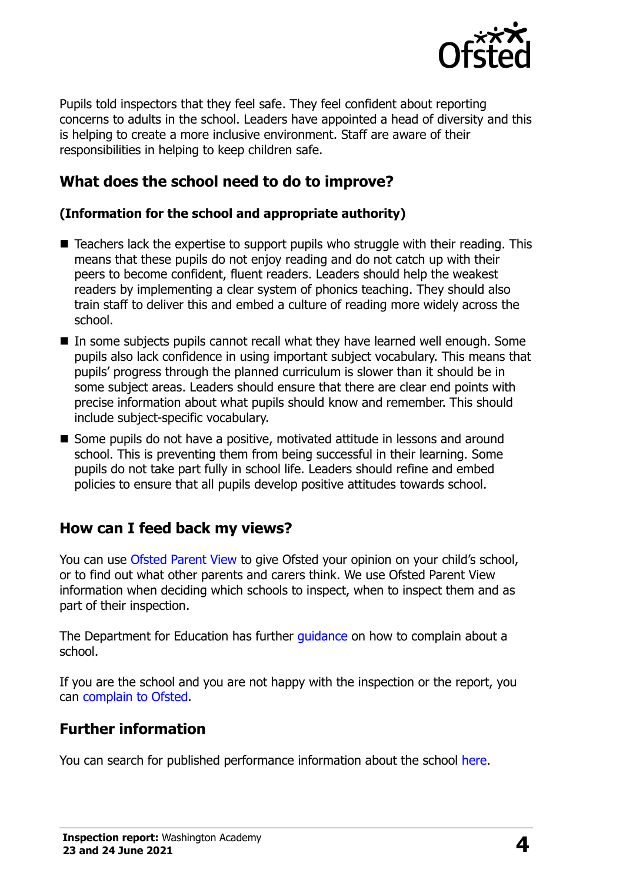Pupils told inspectors that they feel safe. They feel confident about reporting concerns to adults in the school. Leaders have appointed a head of diversity and this is helping to create a more inclusive environment. Staff are aware of their responsibilities in helping to keep children safe.

## What does the school need to do to improve?

### (Information for the school and appropriate authority)

- Teachers lack the expertise to support pupils who struggle with their reading. This means that these pupils do not enjoy reading and do not catch up with their peers to become confident, fluent readers. Leaders should help the weakest readers by implementing a clear system of phonics teaching. They should also train staff to deliver this and embed a culture of reading more widely across the school.
- In some subjects pupils cannot recall what they have learned well enough. Some pupils also lack confidence in using important subject vocabulary. This means that pupils' progress through the planned curriculum is slower than it should be in some subject areas. Leaders should ensure that there are clear end points with precise information about what pupils should know and remember. This should include subject-specific vocabulary.
- Some pupils do not have a positive, motivated attitude in lessons and around school. This is preventing them from being successful in their learning. Some pupils do not take part fully in school life. Leaders should refine and embed policies to ensure that all pupils develop positive attitudes towards school.

## How can I feed back my views?

You can use Ofsted Parent View to give Ofsted your opinion on your child's school, or to find out what other parents and carers think. We use Ofsted Parent View information when deciding which schools to inspect, when to inspect them and as part of their inspection.

The Department for Education has further guidance on how to complain about a school.

If you are the school and you are not happy with the inspection or the report, you can complain to Ofsted.

## Further information

You can search for published performance information about the school here.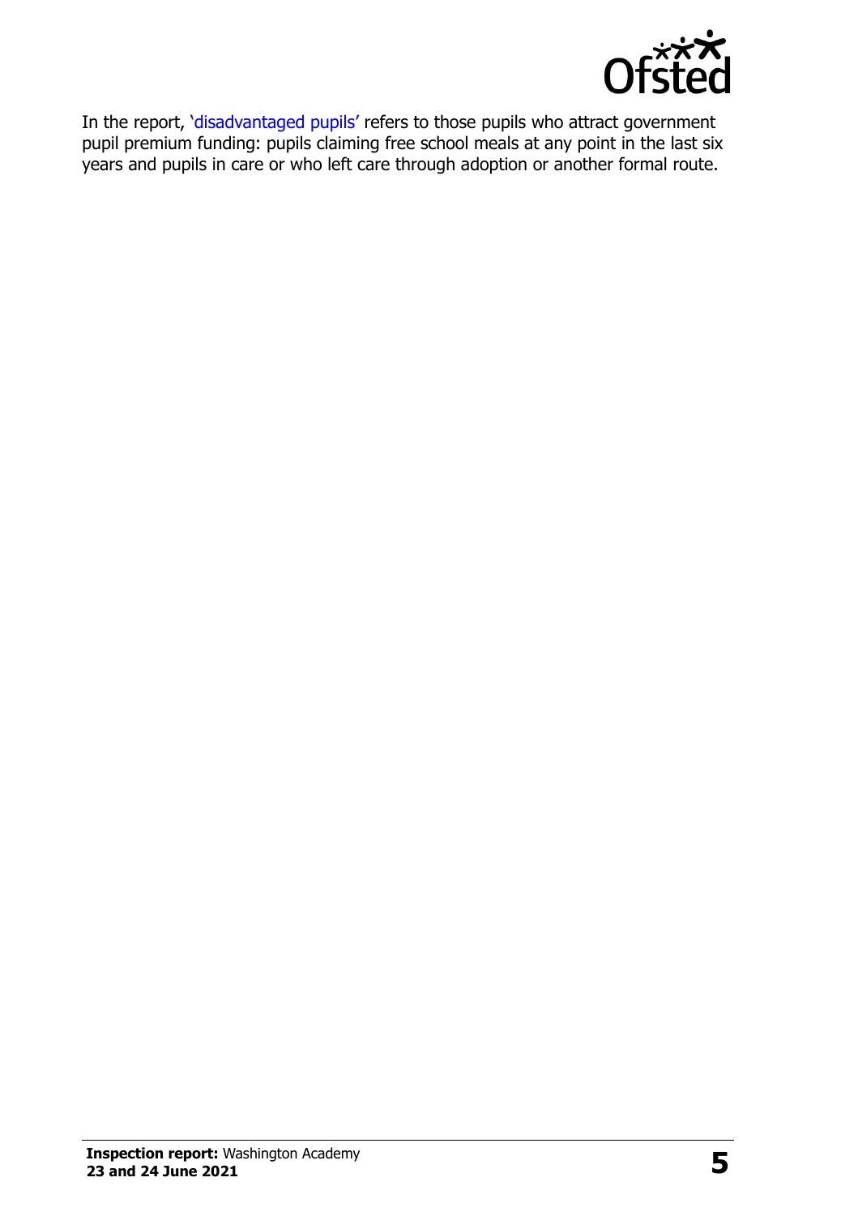In the report, 'disadvantaged pupils' refers to those pupils who attract government pupil premium funding: pupils claiming free school meals at any point in the last six years and pupils in care or who left care through adoption or another formal route.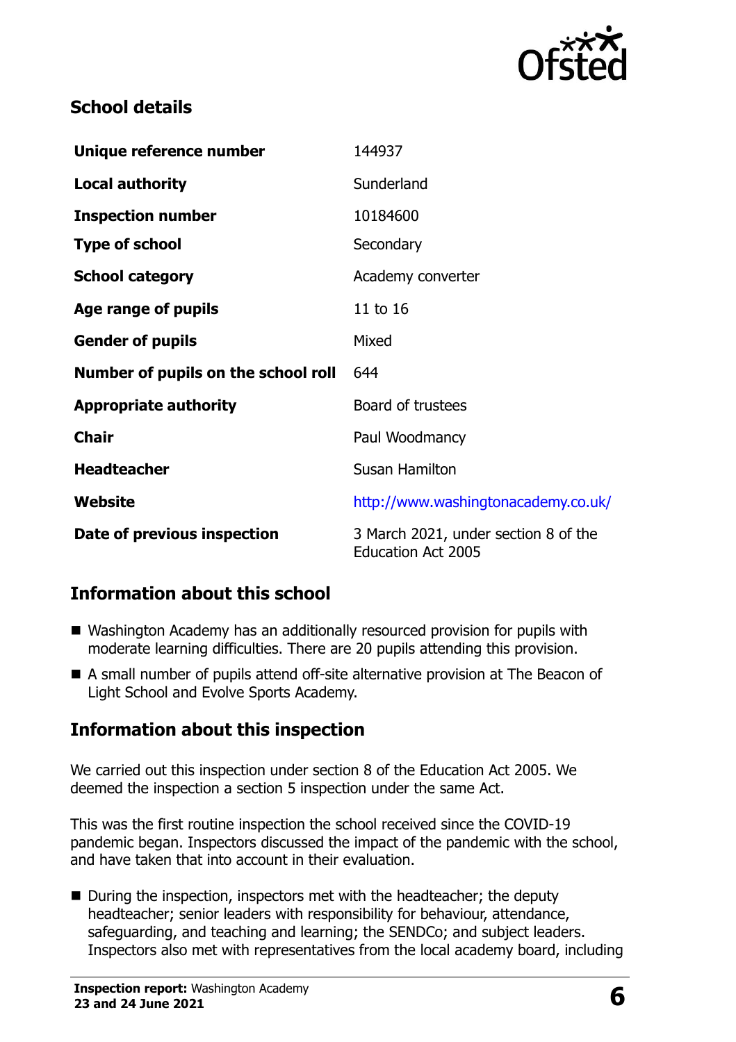## School details

| | |
|---|---|
| **Unique reference number** | 144937 |
| **Local authority** | Sunderland |
| **Inspection number** | 10184600 |
| **Type of school** | Secondary |
| **School category** | Academy converter |
| **Age range of pupils** | 11 to 16 |
| **Gender of pupils** | Mixed |
| **Number of pupils on the school roll** | 644 |
| **Appropriate authority** | Board of trustees |
| **Chair** | Paul Woodmancy |
| **Headteacher** | Susan Hamilton |
| **Website** | http://www.washingtonacademy.co.uk/ |
| **Date of previous inspection** | 3 March 2021, under section 8 of the Education Act 2005 |

## Information about this school

- Washington Academy has an additionally resourced provision for pupils with moderate learning difficulties. There are 20 pupils attending this provision.
- A small number of pupils attend off-site alternative provision at The Beacon of Light School and Evolve Sports Academy.

## Information about this inspection

We carried out this inspection under section 8 of the Education Act 2005. We deemed the inspection a section 5 inspection under the same Act.

This was the first routine inspection the school received since the COVID-19 pandemic began. Inspectors discussed the impact of the pandemic with the school, and have taken that into account in their evaluation.

- During the inspection, inspectors met with the headteacher; the deputy headteacher; senior leaders with responsibility for behaviour, attendance, safeguarding, and teaching and learning; the SENDCo; and subject leaders. Inspectors also met with representatives from the local academy board, including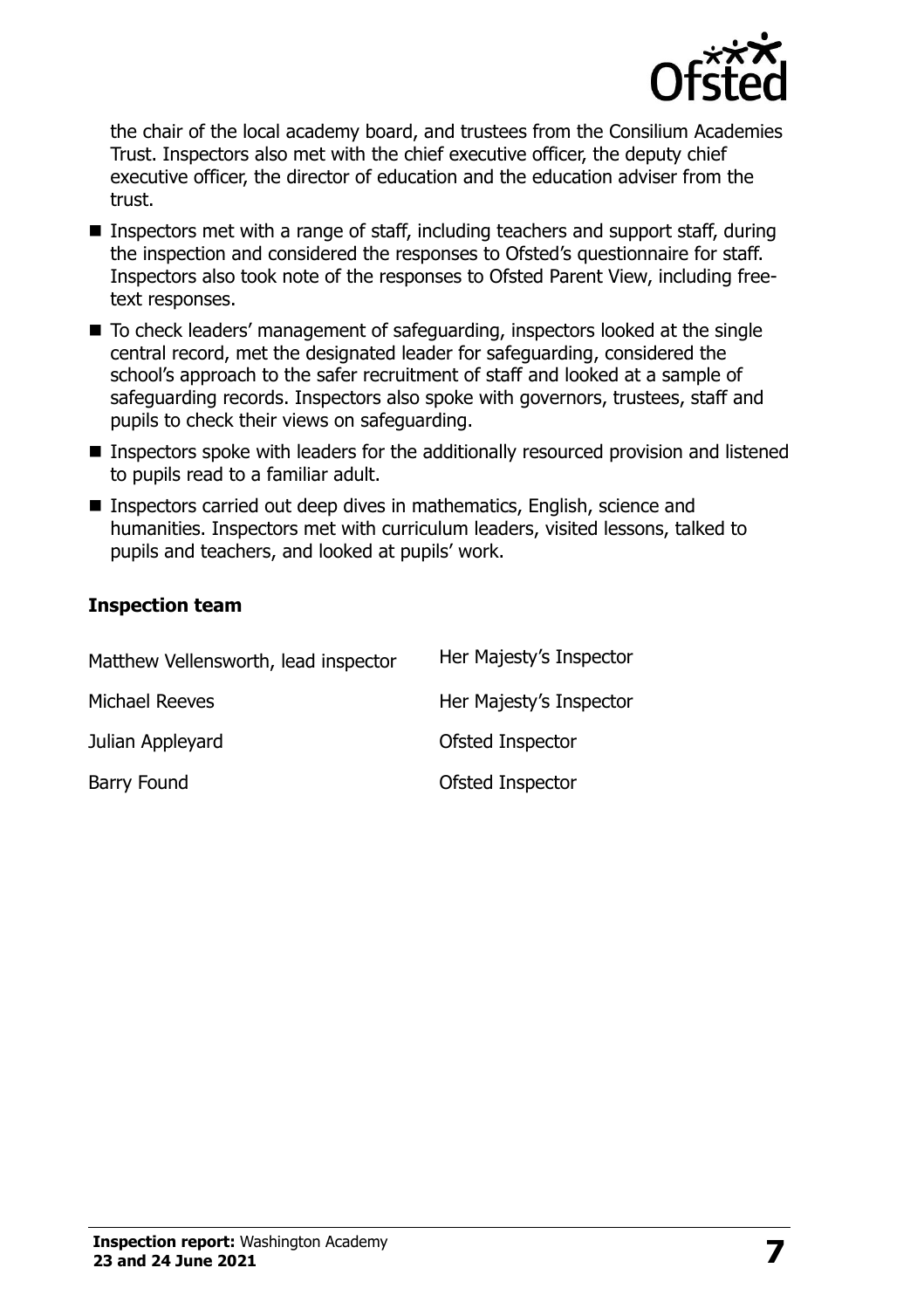the chair of the local academy board, and trustees from the Consilium Academies Trust. Inspectors also met with the chief executive officer, the deputy chief executive officer, the director of education and the education adviser from the trust.

- Inspectors met with a range of staff, including teachers and support staff, during the inspection and considered the responses to Ofsted's questionnaire for staff. Inspectors also took note of the responses to Ofsted Parent View, including free-text responses.
- To check leaders' management of safeguarding, inspectors looked at the single central record, met the designated leader for safeguarding, considered the school's approach to the safer recruitment of staff and looked at a sample of safeguarding records. Inspectors also spoke with governors, trustees, staff and pupils to check their views on safeguarding.
- Inspectors spoke with leaders for the additionally resourced provision and listened to pupils read to a familiar adult.
- Inspectors carried out deep dives in mathematics, English, science and humanities. Inspectors met with curriculum leaders, visited lessons, talked to pupils and teachers, and looked at pupils' work.

### Inspection team

| | |
|---|---|
| Matthew Vellensworth, lead inspector | Her Majesty's Inspector |
| Michael Reeves | Her Majesty's Inspector |
| Julian Appleyard | Ofsted Inspector |
| Barry Found | Ofsted Inspector |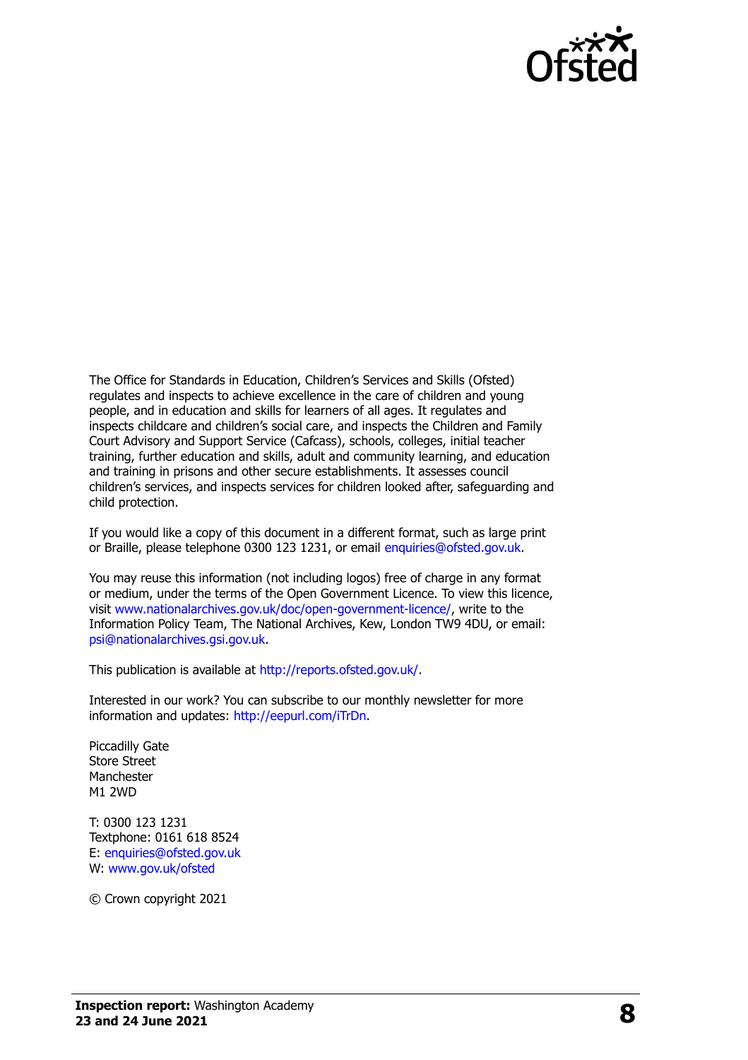The Office for Standards in Education, Children's Services and Skills (Ofsted) regulates and inspects to achieve excellence in the care of children and young people, and in education and skills for learners of all ages. It regulates and inspects childcare and children's social care, and inspects the Children and Family Court Advisory and Support Service (Cafcass), schools, colleges, initial teacher training, further education and skills, adult and community learning, and education and training in prisons and other secure establishments. It assesses council children's services, and inspects services for children looked after, safeguarding and child protection.

If you would like a copy of this document in a different format, such as large print or Braille, please telephone 0300 123 1231, or email enquiries@ofsted.gov.uk.

You may reuse this information (not including logos) free of charge in any format or medium, under the terms of the Open Government Licence. To view this licence, visit www.nationalarchives.gov.uk/doc/open-government-licence/, write to the Information Policy Team, The National Archives, Kew, London TW9 4DU, or email: psi@nationalarchives.gsi.gov.uk.

This publication is available at http://reports.ofsted.gov.uk/.

Interested in our work? You can subscribe to our monthly newsletter for more information and updates: http://eepurl.com/iTrDn.

Piccadilly Gate
Store Street
Manchester
M1 2WD

T: 0300 123 1231
Textphone: 0161 618 8524
E: enquiries@ofsted.gov.uk
W: www.gov.uk/ofsted

© Crown copyright 2021